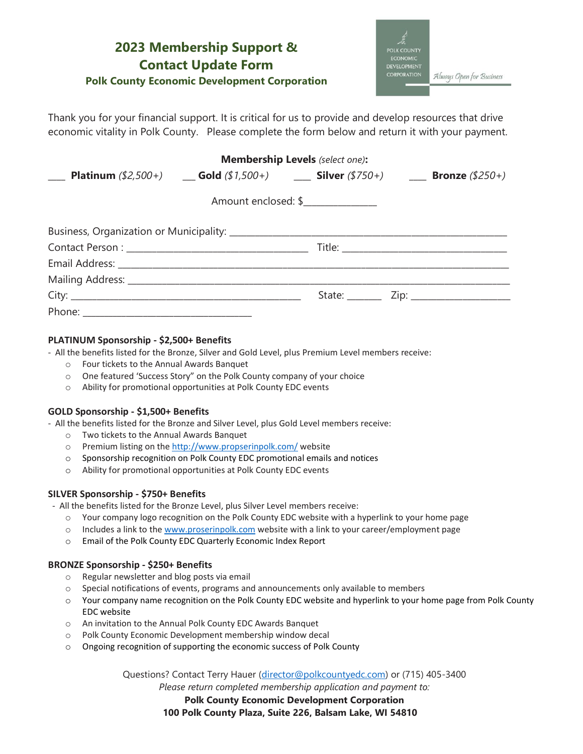# 2023 Membership Support & Contact Update Form

### Polk County Economic Development Corporation

POLK COUNTY ECONOMIC DEVELOPMENT CORPORATION *Always Open for Business*

Thank you for your financial support. It is critical for us to provide and develop resources that drive economic vitality in Polk County. Please complete the form below and return it with your payment.

**Membership Levels** *(select one)***:**

___ **Platinum** *($2,500+)* __ **Gold** *($1,500+)* ___ **Silver** *($750+)* ___ **Bronze** *($250+)*

Amount enclosed: $______________

Business, Organization or Municipality: ________________________________________________________

Contact Person : ____________________________________ Title: _________________________________

Email Address: ___________________________________________________________________________

Mailing Address: _________________________________________________________________________

City: _____________________________________________ State: _______ Zip: ___________________

Phone: __________________________________

**PLATINUM Sponsorship - $2,500+ Benefits**

- All the benefits listed for the Bronze, Silver and Gold Level, plus Premium Level members receive:
  - Four tickets to the Annual Awards Banquet
  - One featured 'Success Story" on the Polk County company of your choice
  - Ability for promotional opportunities at Polk County EDC events

**GOLD Sponsorship - $1,500+ Benefits**

- All the benefits listed for the Bronze and Silver Level, plus Gold Level members receive:
  - Two tickets to the Annual Awards Banquet
  - Premium listing on the http://www.propserinpolk.com/ website
  - Sponsorship recognition on Polk County EDC promotional emails and notices
  - Ability for promotional opportunities at Polk County EDC events

**SILVER Sponsorship - $750+ Benefits**

- All the benefits listed for the Bronze Level, plus Silver Level members receive:
  - Your company logo recognition on the Polk County EDC website with a hyperlink to your home page
  - Includes a link to the www.proserinpolk.com website with a link to your career/employment page
  - Email of the Polk County EDC Quarterly Economic Index Report

**BRONZE Sponsorship - $250+ Benefits**

- Regular newsletter and blog posts via email
- Special notifications of events, programs and announcements only available to members
- Your company name recognition on the Polk County EDC website and hyperlink to your home page from Polk County EDC website
- An invitation to the Annual Polk County EDC Awards Banquet
- Polk County Economic Development membership window decal
- Ongoing recognition of supporting the economic success of Polk County

Questions? Contact Terry Hauer (director@polkcountyedc.com) or (715) 405-3400

*Please return completed membership application and payment to:*

**Polk County Economic Development Corporation**
**100 Polk County Plaza, Suite 226, Balsam Lake, WI 54810**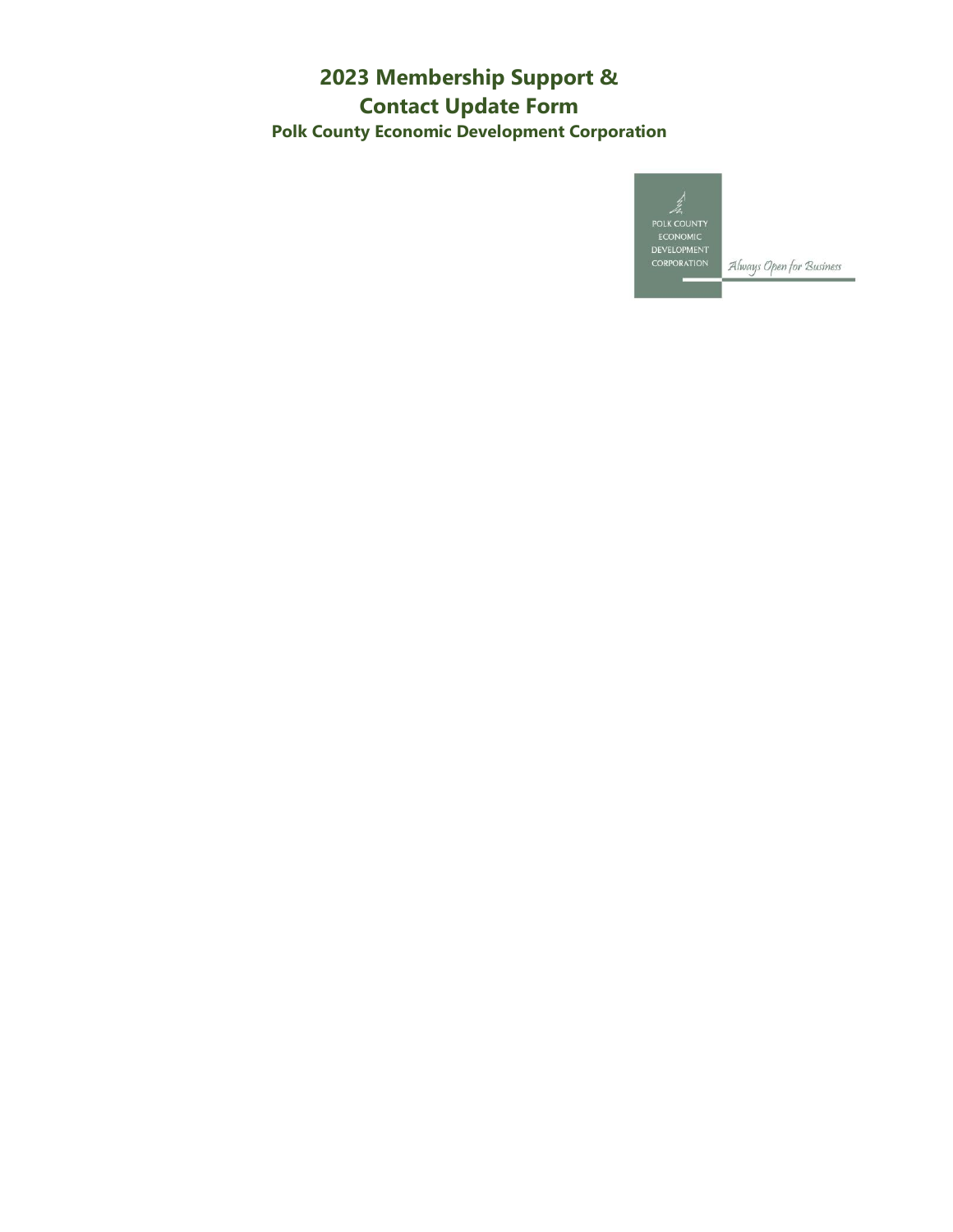# 2023 Membership Support & Contact Update Form

### Polk County Economic Development Corporation

POLK COUNTY ECONOMIC DEVELOPMENT CORPORATION

*Always Open for Business*